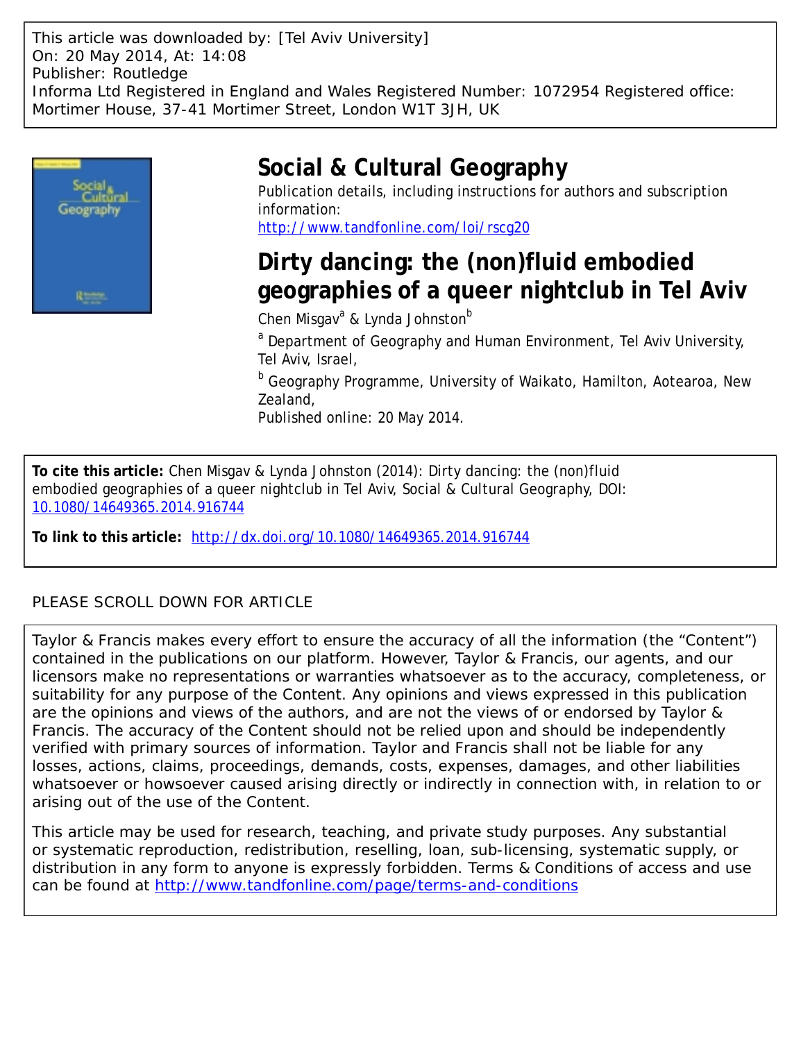This article was downloaded by: [Tel Aviv University]
On: 20 May 2014, At: 14:08
Publisher: Routledge
Informa Ltd Registered in England and Wales Registered Number: 1072954 Registered office: Mortimer House, 37-41 Mortimer Street, London W1T 3JH, UK

# Social & Cultural Geography

Publication details, including instructions for authors and subscription information:
http://www.tandfonline.com/loi/rscg20

## Dirty dancing: the (non)fluid embodied geographies of a queer nightclub in Tel Aviv

Chen Misgav[a] & Lynda Johnston[b]

[a] Department of Geography and Human Environment, Tel Aviv University, Tel Aviv, Israel,

[b] Geography Programme, University of Waikato, Hamilton, Aotearoa, New Zealand,

Published online: 20 May 2014.

**To cite this article:** Chen Misgav & Lynda Johnston (2014): Dirty dancing: the (non)fluid embodied geographies of a queer nightclub in Tel Aviv, Social & Cultural Geography, DOI: 10.1080/14649365.2014.916744

**To link to this article:** http://dx.doi.org/10.1080/14649365.2014.916744

PLEASE SCROLL DOWN FOR ARTICLE

Taylor & Francis makes every effort to ensure the accuracy of all the information (the "Content") contained in the publications on our platform. However, Taylor & Francis, our agents, and our licensors make no representations or warranties whatsoever as to the accuracy, completeness, or suitability for any purpose of the Content. Any opinions and views expressed in this publication are the opinions and views of the authors, and are not the views of or endorsed by Taylor & Francis. The accuracy of the Content should not be relied upon and should be independently verified with primary sources of information. Taylor and Francis shall not be liable for any losses, actions, claims, proceedings, demands, costs, expenses, damages, and other liabilities whatsoever or howsoever caused arising directly or indirectly in connection with, in relation to or arising out of the use of the Content.

This article may be used for research, teaching, and private study purposes. Any substantial or systematic reproduction, redistribution, reselling, loan, sub-licensing, systematic supply, or distribution in any form to anyone is expressly forbidden. Terms & Conditions of access and use can be found at http://www.tandfonline.com/page/terms-and-conditions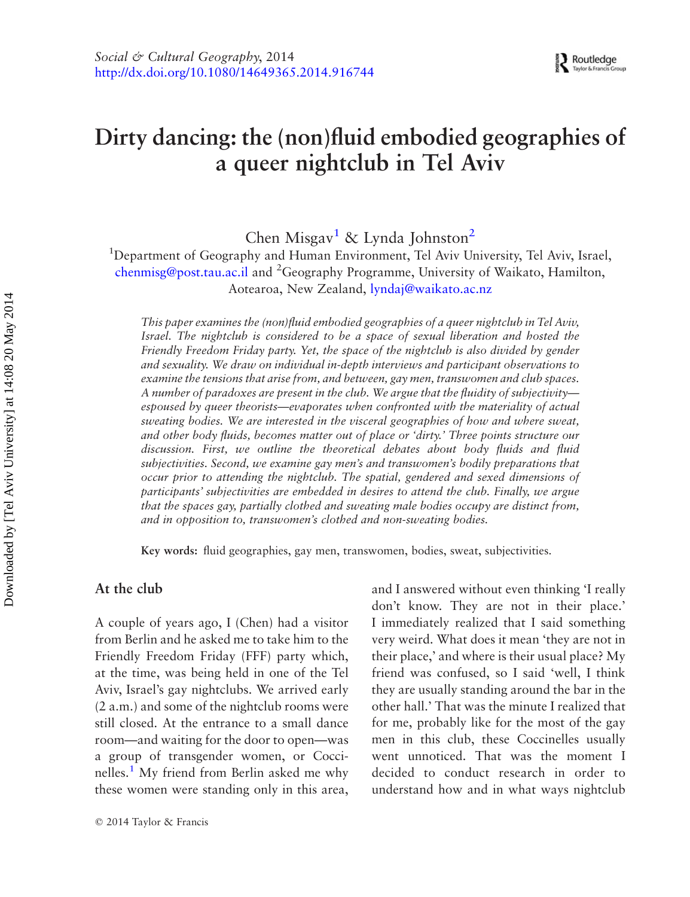# Dirty dancing: the (non)fluid embodied geographies of a queer nightclub in Tel Aviv

Chen Misgav[1] & Lynda Johnston[2]

[1]Department of Geography and Human Environment, Tel Aviv University, Tel Aviv, Israel, chenmisg@post.tau.ac.il and [2]Geography Programme, University of Waikato, Hamilton, Aotearoa, New Zealand, lyndaj@waikato.ac.nz

*This paper examines the (non)fluid embodied geographies of a queer nightclub in Tel Aviv, Israel. The nightclub is considered to be a space of sexual liberation and hosted the Friendly Freedom Friday party. Yet, the space of the nightclub is also divided by gender and sexuality. We draw on individual in-depth interviews and participant observations to examine the tensions that arise from, and between, gay men, transwomen and club spaces. A number of paradoxes are present in the club. We argue that the fluidity of subjectivity—espoused by queer theorists—evaporates when confronted with the materiality of actual sweating bodies. We are interested in the visceral geographies of how and where sweat, and other body fluids, becomes matter out of place or 'dirty.' Three points structure our discussion. First, we outline the theoretical debates about body fluids and fluid subjectivities. Second, we examine gay men's and transwomen's bodily preparations that occur prior to attending the nightclub. The spatial, gendered and sexed dimensions of participants' subjectivities are embedded in desires to attend the club. Finally, we argue that the spaces gay, partially clothed and sweating male bodies occupy are distinct from, and in opposition to, transwomen's clothed and non-sweating bodies.*

**Key words:** fluid geographies, gay men, transwomen, bodies, sweat, subjectivities.

## At the club

A couple of years ago, I (Chen) had a visitor from Berlin and he asked me to take him to the Friendly Freedom Friday (FFF) party which, at the time, was being held in one of the Tel Aviv, Israel's gay nightclubs. We arrived early (2 a.m.) and some of the nightclub rooms were still closed. At the entrance to a small dance room—and waiting for the door to open—was a group of transgender women, or Coccinelles.[1] My friend from Berlin asked me why these women were standing only in this area, and I answered without even thinking 'I really don't know. They are not in their place.' I immediately realized that I said something very weird. What does it mean 'they are not in their place,' and where is their usual place? My friend was confused, so I said 'well, I think they are usually standing around the bar in the other hall.' That was the minute I realized that for me, probably like for the most of the gay men in this club, these Coccinelles usually went unnoticed. That was the moment I decided to conduct research in order to understand how and in what ways nightclub

© 2014 Taylor & Francis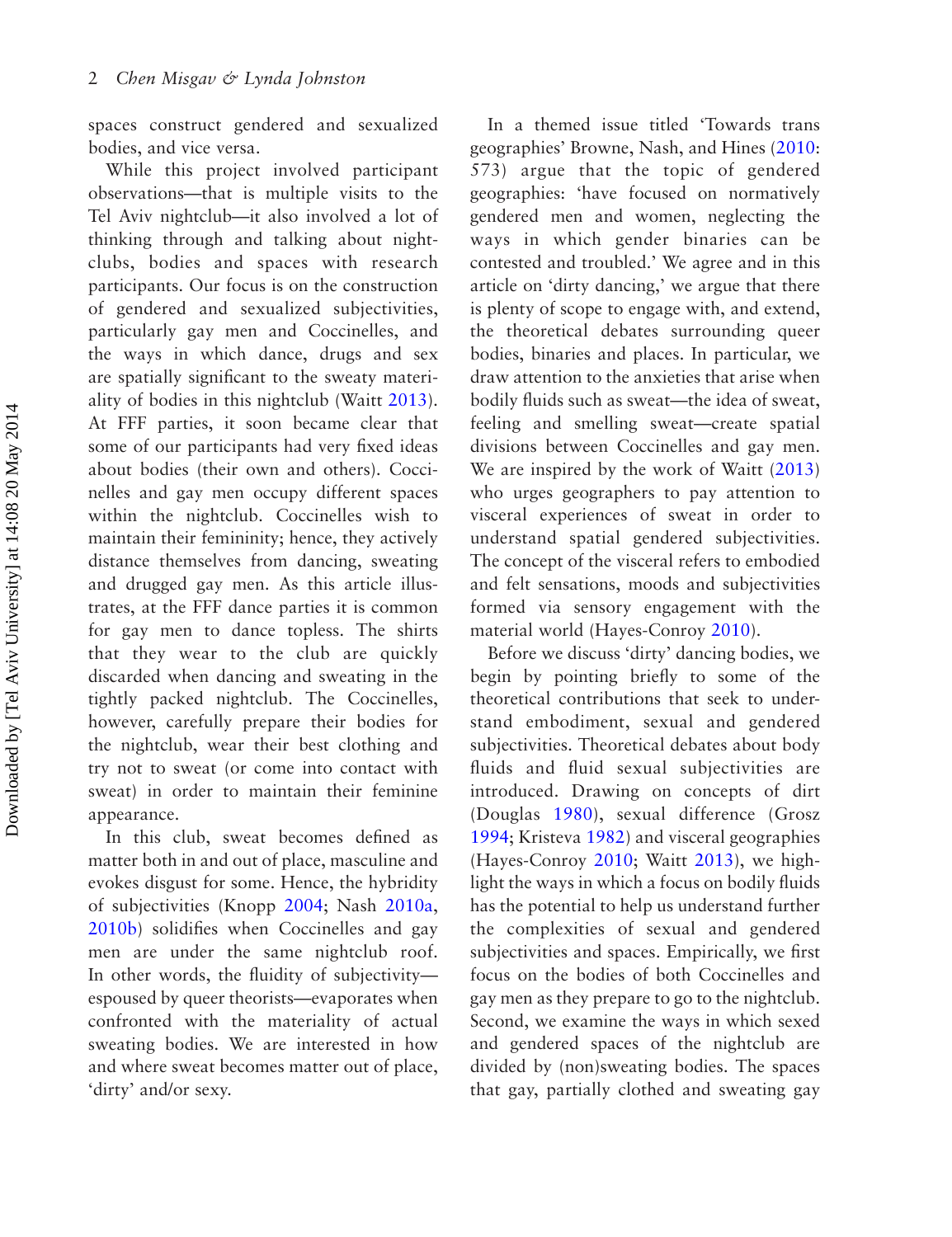spaces construct gendered and sexualized bodies, and vice versa.

While this project involved participant observations—that is multiple visits to the Tel Aviv nightclub—it also involved a lot of thinking through and talking about nightclubs, bodies and spaces with research participants. Our focus is on the construction of gendered and sexualized subjectivities, particularly gay men and Coccinelles, and the ways in which dance, drugs and sex are spatially significant to the sweaty materiality of bodies in this nightclub (Waitt 2013). At FFF parties, it soon became clear that some of our participants had very fixed ideas about bodies (their own and others). Coccinelles and gay men occupy different spaces within the nightclub. Coccinelles wish to maintain their femininity; hence, they actively distance themselves from dancing, sweating and drugged gay men. As this article illustrates, at the FFF dance parties it is common for gay men to dance topless. The shirts that they wear to the club are quickly discarded when dancing and sweating in the tightly packed nightclub. The Coccinelles, however, carefully prepare their bodies for the nightclub, wear their best clothing and try not to sweat (or come into contact with sweat) in order to maintain their feminine appearance.

In this club, sweat becomes defined as matter both in and out of place, masculine and evokes disgust for some. Hence, the hybridity of subjectivities (Knopp 2004; Nash 2010a, 2010b) solidifies when Coccinelles and gay men are under the same nightclub roof. In other words, the fluidity of subjectivity—espoused by queer theorists—evaporates when confronted with the materiality of actual sweating bodies. We are interested in how and where sweat becomes matter out of place, 'dirty' and/or sexy.

In a themed issue titled 'Towards trans geographies' Browne, Nash, and Hines (2010: 573) argue that the topic of gendered geographies: 'have focused on normatively gendered men and women, neglecting the ways in which gender binaries can be contested and troubled.' We agree and in this article on 'dirty dancing,' we argue that there is plenty of scope to engage with, and extend, the theoretical debates surrounding queer bodies, binaries and places. In particular, we draw attention to the anxieties that arise when bodily fluids such as sweat—the idea of sweat, feeling and smelling sweat—create spatial divisions between Coccinelles and gay men. We are inspired by the work of Waitt (2013) who urges geographers to pay attention to visceral experiences of sweat in order to understand spatial gendered subjectivities. The concept of the visceral refers to embodied and felt sensations, moods and subjectivities formed via sensory engagement with the material world (Hayes-Conroy 2010).

Before we discuss 'dirty' dancing bodies, we begin by pointing briefly to some of the theoretical contributions that seek to understand embodiment, sexual and gendered subjectivities. Theoretical debates about body fluids and fluid sexual subjectivities are introduced. Drawing on concepts of dirt (Douglas 1980), sexual difference (Grosz 1994; Kristeva 1982) and visceral geographies (Hayes-Conroy 2010; Waitt 2013), we highlight the ways in which a focus on bodily fluids has the potential to help us understand further the complexities of sexual and gendered subjectivities and spaces. Empirically, we first focus on the bodies of both Coccinelles and gay men as they prepare to go to the nightclub. Second, we examine the ways in which sexed and gendered spaces of the nightclub are divided by (non)sweating bodies. The spaces that gay, partially clothed and sweating gay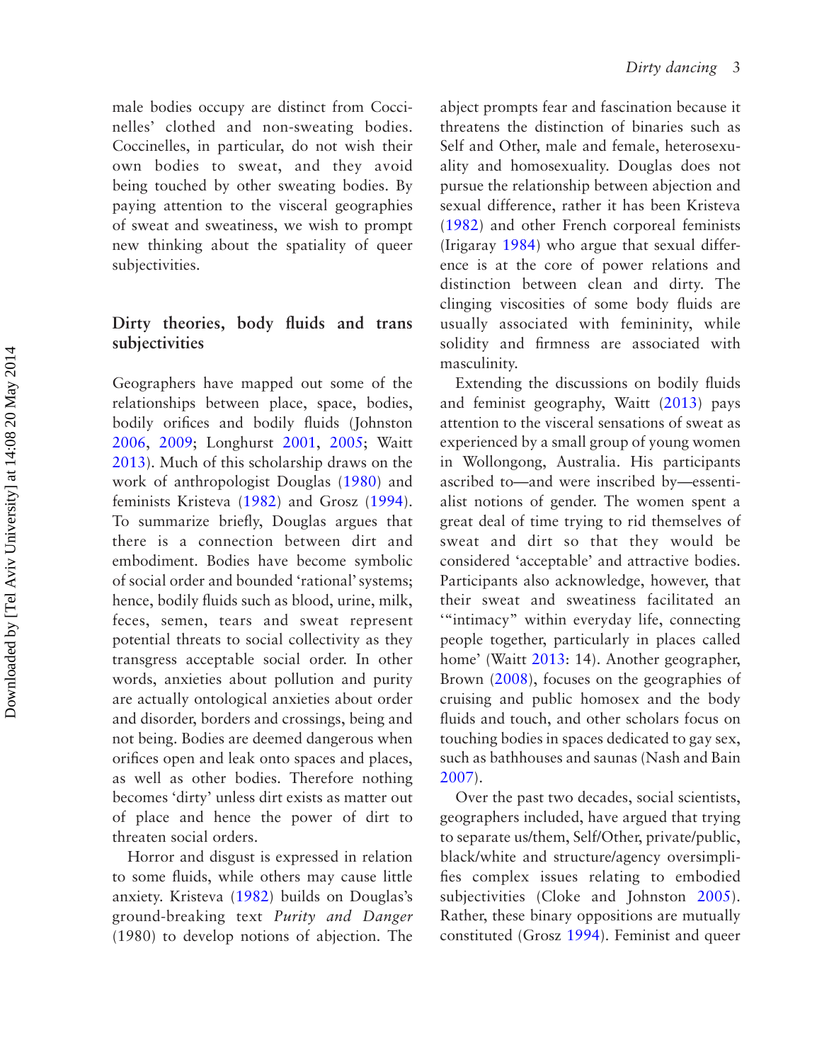male bodies occupy are distinct from Coccinelles' clothed and non-sweating bodies. Coccinelles, in particular, do not wish their own bodies to sweat, and they avoid being touched by other sweating bodies. By paying attention to the visceral geographies of sweat and sweatiness, we wish to prompt new thinking about the spatiality of queer subjectivities.

## Dirty theories, body fluids and trans subjectivities

Geographers have mapped out some of the relationships between place, space, bodies, bodily orifices and bodily fluids (Johnston 2006, 2009; Longhurst 2001, 2005; Waitt 2013). Much of this scholarship draws on the work of anthropologist Douglas (1980) and feminists Kristeva (1982) and Grosz (1994). To summarize briefly, Douglas argues that there is a connection between dirt and embodiment. Bodies have become symbolic of social order and bounded 'rational' systems; hence, bodily fluids such as blood, urine, milk, feces, semen, tears and sweat represent potential threats to social collectivity as they transgress acceptable social order. In other words, anxieties about pollution and purity are actually ontological anxieties about order and disorder, borders and crossings, being and not being. Bodies are deemed dangerous when orifices open and leak onto spaces and places, as well as other bodies. Therefore nothing becomes 'dirty' unless dirt exists as matter out of place and hence the power of dirt to threaten social orders.

Horror and disgust is expressed in relation to some fluids, while others may cause little anxiety. Kristeva (1982) builds on Douglas's ground-breaking text *Purity and Danger* (1980) to develop notions of abjection. The abject prompts fear and fascination because it threatens the distinction of binaries such as Self and Other, male and female, heterosexuality and homosexuality. Douglas does not pursue the relationship between abjection and sexual difference, rather it has been Kristeva (1982) and other French corporeal feminists (Irigaray 1984) who argue that sexual difference is at the core of power relations and distinction between clean and dirty. The clinging viscosities of some body fluids are usually associated with femininity, while solidity and firmness are associated with masculinity.

Extending the discussions on bodily fluids and feminist geography, Waitt (2013) pays attention to the visceral sensations of sweat as experienced by a small group of young women in Wollongong, Australia. His participants ascribed to—and were inscribed by—essentialist notions of gender. The women spent a great deal of time trying to rid themselves of sweat and dirt so that they would be considered 'acceptable' and attractive bodies. Participants also acknowledge, however, that their sweat and sweatiness facilitated an '"intimacy" within everyday life, connecting people together, particularly in places called home' (Waitt 2013: 14). Another geographer, Brown (2008), focuses on the geographies of cruising and public homosex and the body fluids and touch, and other scholars focus on touching bodies in spaces dedicated to gay sex, such as bathhouses and saunas (Nash and Bain 2007).

Over the past two decades, social scientists, geographers included, have argued that trying to separate us/them, Self/Other, private/public, black/white and structure/agency oversimplifies complex issues relating to embodied subjectivities (Cloke and Johnston 2005). Rather, these binary oppositions are mutually constituted (Grosz 1994). Feminist and queer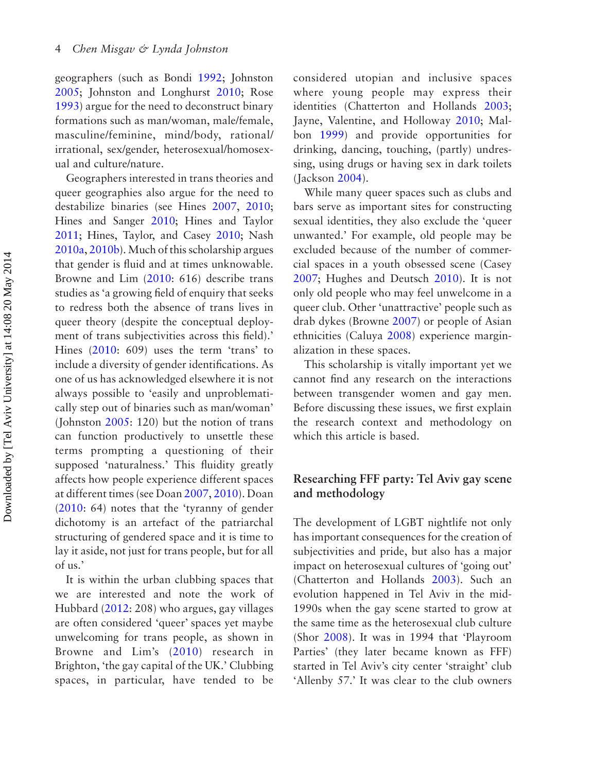geographers (such as Bondi 1992; Johnston 2005; Johnston and Longhurst 2010; Rose 1993) argue for the need to deconstruct binary formations such as man/woman, male/female, masculine/feminine, mind/body, rational/irrational, sex/gender, heterosexual/homosexual and culture/nature.

Geographers interested in trans theories and queer geographies also argue for the need to destabilize binaries (see Hines 2007, 2010; Hines and Sanger 2010; Hines and Taylor 2011; Hines, Taylor, and Casey 2010; Nash 2010a, 2010b). Much of this scholarship argues that gender is fluid and at times unknowable. Browne and Lim (2010: 616) describe trans studies as 'a growing field of enquiry that seeks to redress both the absence of trans lives in queer theory (despite the conceptual deployment of trans subjectivities across this field).' Hines (2010: 609) uses the term 'trans' to include a diversity of gender identifications. As one of us has acknowledged elsewhere it is not always possible to 'easily and unproblematically step out of binaries such as man/woman' (Johnston 2005: 120) but the notion of trans can function productively to unsettle these terms prompting a questioning of their supposed 'naturalness.' This fluidity greatly affects how people experience different spaces at different times (see Doan 2007, 2010). Doan (2010: 64) notes that the 'tyranny of gender dichotomy is an artefact of the patriarchal structuring of gendered space and it is time to lay it aside, not just for trans people, but for all of us.'

It is within the urban clubbing spaces that we are interested and note the work of Hubbard (2012: 208) who argues, gay villages are often considered 'queer' spaces yet maybe unwelcoming for trans people, as shown in Browne and Lim's (2010) research in Brighton, 'the gay capital of the UK.' Clubbing spaces, in particular, have tended to be considered utopian and inclusive spaces where young people may express their identities (Chatterton and Hollands 2003; Jayne, Valentine, and Holloway 2010; Malbon 1999) and provide opportunities for drinking, dancing, touching, (partly) undressing, using drugs or having sex in dark toilets (Jackson 2004).

While many queer spaces such as clubs and bars serve as important sites for constructing sexual identities, they also exclude the 'queer unwanted.' For example, old people may be excluded because of the number of commercial spaces in a youth obsessed scene (Casey 2007; Hughes and Deutsch 2010). It is not only old people who may feel unwelcome in a queer club. Other 'unattractive' people such as drab dykes (Browne 2007) or people of Asian ethnicities (Caluya 2008) experience marginalization in these spaces.

This scholarship is vitally important yet we cannot find any research on the interactions between transgender women and gay men. Before discussing these issues, we first explain the research context and methodology on which this article is based.

## Researching FFF party: Tel Aviv gay scene and methodology

The development of LGBT nightlife not only has important consequences for the creation of subjectivities and pride, but also has a major impact on heterosexual cultures of 'going out' (Chatterton and Hollands 2003). Such an evolution happened in Tel Aviv in the mid-1990s when the gay scene started to grow at the same time as the heterosexual club culture (Shor 2008). It was in 1994 that 'Playroom Parties' (they later became known as FFF) started in Tel Aviv's city center 'straight' club 'Allenby 57.' It was clear to the club owners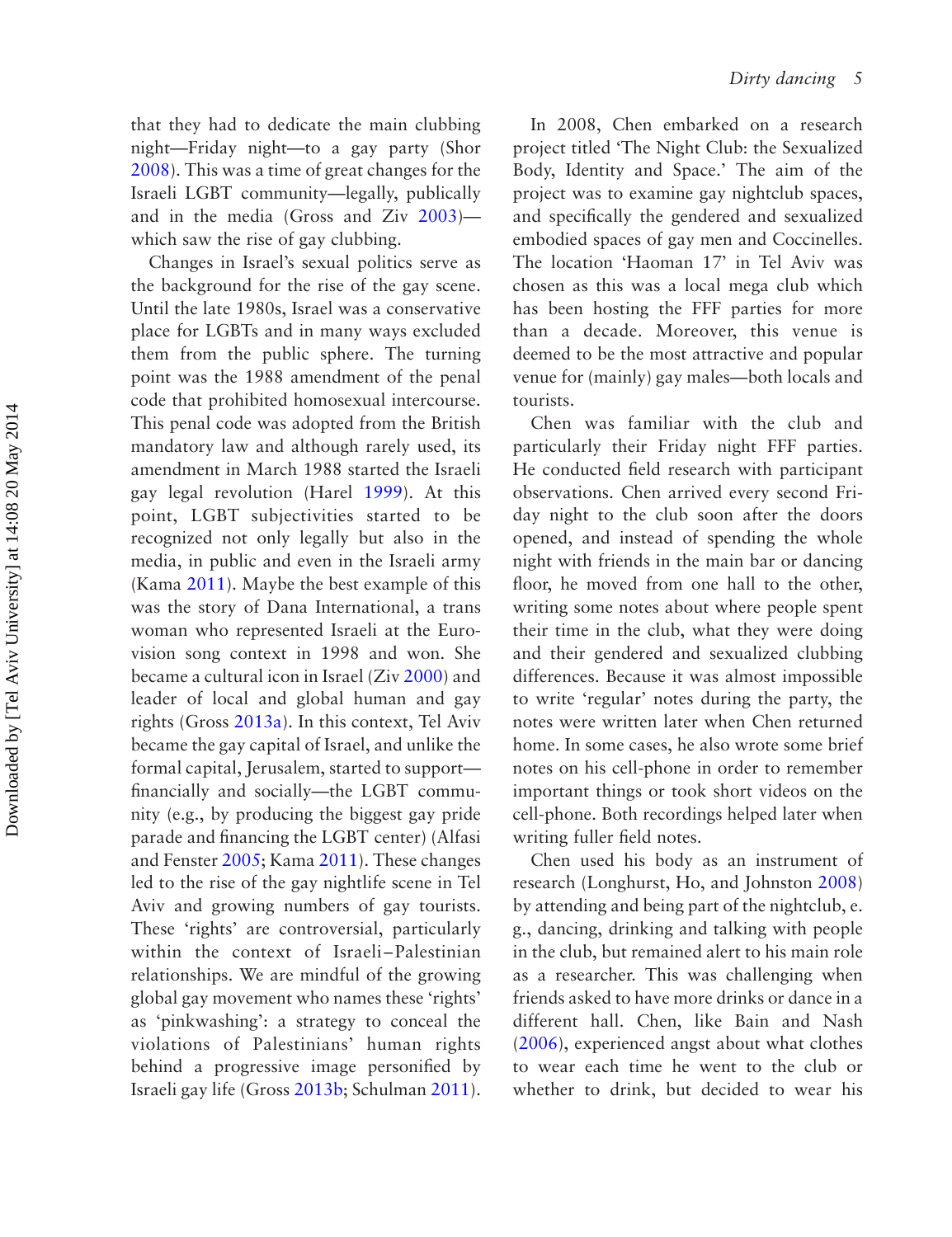that they had to dedicate the main clubbing night—Friday night—to a gay party (Shor 2008). This was a time of great changes for the Israeli LGBT community—legally, publically and in the media (Gross and Ziv 2003)—which saw the rise of gay clubbing.

Changes in Israel's sexual politics serve as the background for the rise of the gay scene. Until the late 1980s, Israel was a conservative place for LGBTs and in many ways excluded them from the public sphere. The turning point was the 1988 amendment of the penal code that prohibited homosexual intercourse. This penal code was adopted from the British mandatory law and although rarely used, its amendment in March 1988 started the Israeli gay legal revolution (Harel 1999). At this point, LGBT subjectivities started to be recognized not only legally but also in the media, in public and even in the Israeli army (Kama 2011). Maybe the best example of this was the story of Dana International, a trans woman who represented Israeli at the Eurovision song context in 1998 and won. She became a cultural icon in Israel (Ziv 2000) and leader of local and global human and gay rights (Gross 2013a). In this context, Tel Aviv became the gay capital of Israel, and unlike the formal capital, Jerusalem, started to support—financially and socially—the LGBT community (e.g., by producing the biggest gay pride parade and financing the LGBT center) (Alfasi and Fenster 2005; Kama 2011). These changes led to the rise of the gay nightlife scene in Tel Aviv and growing numbers of gay tourists. These 'rights' are controversial, particularly within the context of Israeli–Palestinian relationships. We are mindful of the growing global gay movement who names these 'rights' as 'pinkwashing': a strategy to conceal the violations of Palestinians' human rights behind a progressive image personified by Israeli gay life (Gross 2013b; Schulman 2011).

In 2008, Chen embarked on a research project titled 'The Night Club: the Sexualized Body, Identity and Space.' The aim of the project was to examine gay nightclub spaces, and specifically the gendered and sexualized embodied spaces of gay men and Coccinelles. The location 'Haoman 17' in Tel Aviv was chosen as this was a local mega club which has been hosting the FFF parties for more than a decade. Moreover, this venue is deemed to be the most attractive and popular venue for (mainly) gay males—both locals and tourists.

Chen was familiar with the club and particularly their Friday night FFF parties. He conducted field research with participant observations. Chen arrived every second Friday night to the club soon after the doors opened, and instead of spending the whole night with friends in the main bar or dancing floor, he moved from one hall to the other, writing some notes about where people spent their time in the club, what they were doing and their gendered and sexualized clubbing differences. Because it was almost impossible to write 'regular' notes during the party, the notes were written later when Chen returned home. In some cases, he also wrote some brief notes on his cell-phone in order to remember important things or took short videos on the cell-phone. Both recordings helped later when writing fuller field notes.

Chen used his body as an instrument of research (Longhurst, Ho, and Johnston 2008) by attending and being part of the nightclub, e.g., dancing, drinking and talking with people in the club, but remained alert to his main role as a researcher. This was challenging when friends asked to have more drinks or dance in a different hall. Chen, like Bain and Nash (2006), experienced angst about what clothes to wear each time he went to the club or whether to drink, but decided to wear his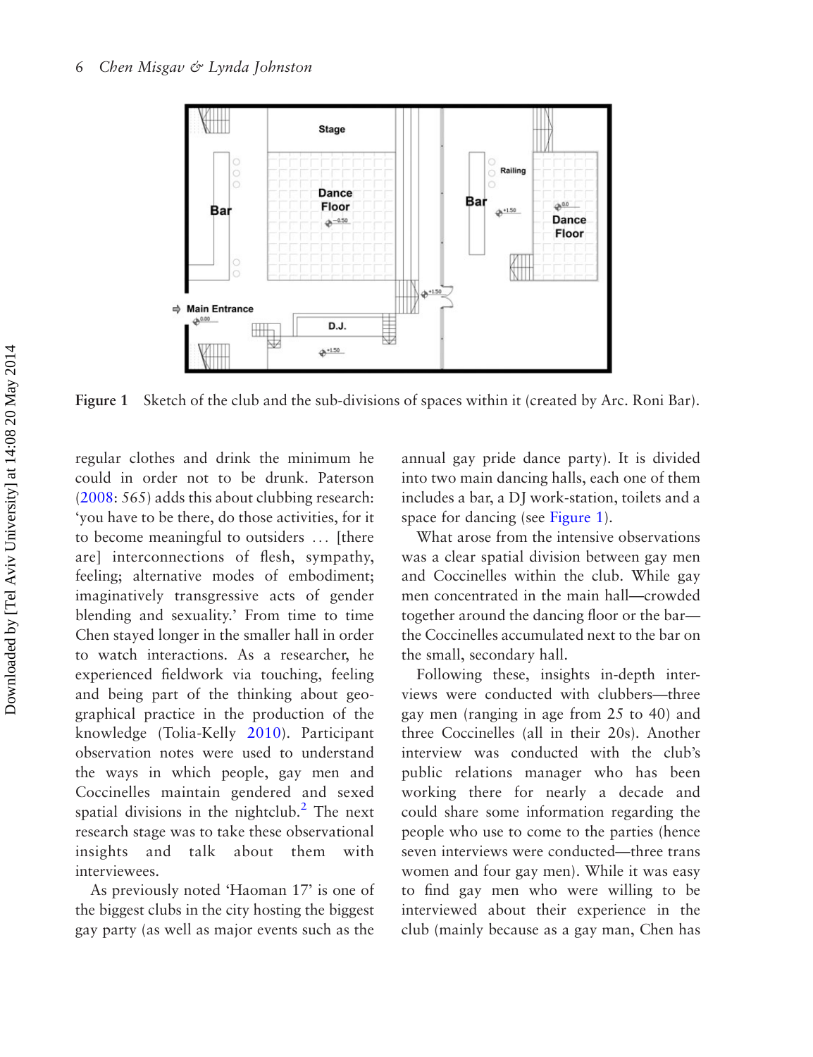Figure 1 Sketch of the club and the sub-divisions of spaces within it (created by Arc. Roni Bar).

regular clothes and drink the minimum he could in order not to be drunk. Paterson (2008: 565) adds this about clubbing research: 'you have to be there, do those activities, for it to become meaningful to outsiders … [there are] interconnections of flesh, sympathy, feeling; alternative modes of embodiment; imaginatively transgressive acts of gender blending and sexuality.' From time to time Chen stayed longer in the smaller hall in order to watch interactions. As a researcher, he experienced fieldwork via touching, feeling and being part of the thinking about geographical practice in the production of the knowledge (Tolia-Kelly 2010). Participant observation notes were used to understand the ways in which people, gay men and Coccinelles maintain gendered and sexed spatial divisions in the nightclub.[2] The next research stage was to take these observational insights and talk about them with interviewees.

As previously noted 'Haoman 17' is one of the biggest clubs in the city hosting the biggest gay party (as well as major events such as the annual gay pride dance party). It is divided into two main dancing halls, each one of them includes a bar, a DJ work-station, toilets and a space for dancing (see Figure 1).

What arose from the intensive observations was a clear spatial division between gay men and Coccinelles within the club. While gay men concentrated in the main hall—crowded together around the dancing floor or the bar—the Coccinelles accumulated next to the bar on the small, secondary hall.

Following these, insights in-depth interviews were conducted with clubbers—three gay men (ranging in age from 25 to 40) and three Coccinelles (all in their 20s). Another interview was conducted with the club's public relations manager who has been working there for nearly a decade and could share some information regarding the people who use to come to the parties (hence seven interviews were conducted—three trans women and four gay men). While it was easy to find gay men who were willing to be interviewed about their experience in the club (mainly because as a gay man, Chen has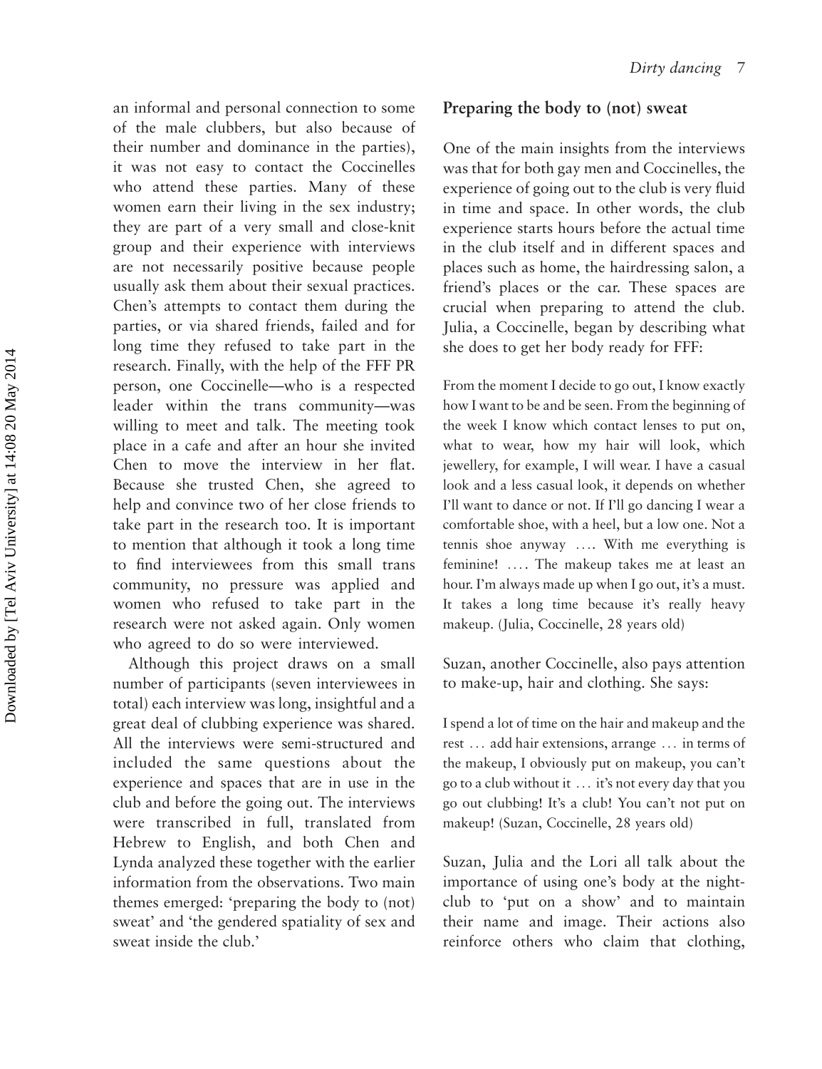an informal and personal connection to some of the male clubbers, but also because of their number and dominance in the parties), it was not easy to contact the Coccinelles who attend these parties. Many of these women earn their living in the sex industry; they are part of a very small and close-knit group and their experience with interviews are not necessarily positive because people usually ask them about their sexual practices. Chen's attempts to contact them during the parties, or via shared friends, failed and for long time they refused to take part in the research. Finally, with the help of the FFF PR person, one Coccinelle—who is a respected leader within the trans community—was willing to meet and talk. The meeting took place in a cafe and after an hour she invited Chen to move the interview in her flat. Because she trusted Chen, she agreed to help and convince two of her close friends to take part in the research too. It is important to mention that although it took a long time to find interviewees from this small trans community, no pressure was applied and women who refused to take part in the research were not asked again. Only women who agreed to do so were interviewed.

Although this project draws on a small number of participants (seven interviewees in total) each interview was long, insightful and a great deal of clubbing experience was shared. All the interviews were semi-structured and included the same questions about the experience and spaces that are in use in the club and before the going out. The interviews were transcribed in full, translated from Hebrew to English, and both Chen and Lynda analyzed these together with the earlier information from the observations. Two main themes emerged: 'preparing the body to (not) sweat' and 'the gendered spatiality of sex and sweat inside the club.'

## Preparing the body to (not) sweat

One of the main insights from the interviews was that for both gay men and Coccinelles, the experience of going out to the club is very fluid in time and space. In other words, the club experience starts hours before the actual time in the club itself and in different spaces and places such as home, the hairdressing salon, a friend's places or the car. These spaces are crucial when preparing to attend the club. Julia, a Coccinelle, began by describing what she does to get her body ready for FFF:

> From the moment I decide to go out, I know exactly how I want to be and be seen. From the beginning of the week I know which contact lenses to put on, what to wear, how my hair will look, which jewellery, for example, I will wear. I have a casual look and a less casual look, it depends on whether I'll want to dance or not. If I'll go dancing I wear a comfortable shoe, with a heel, but a low one. Not a tennis shoe anyway .... With me everything is feminine! .... The makeup takes me at least an hour. I'm always made up when I go out, it's a must. It takes a long time because it's really heavy makeup. (Julia, Coccinelle, 28 years old)

Suzan, another Coccinelle, also pays attention to make-up, hair and clothing. She says:

> I spend a lot of time on the hair and makeup and the rest ... add hair extensions, arrange ... in terms of the makeup, I obviously put on makeup, you can't go to a club without it ... it's not every day that you go out clubbing! It's a club! You can't not put on makeup! (Suzan, Coccinelle, 28 years old)

Suzan, Julia and the Lori all talk about the importance of using one's body at the night-club to 'put on a show' and to maintain their name and image. Their actions also reinforce others who claim that clothing,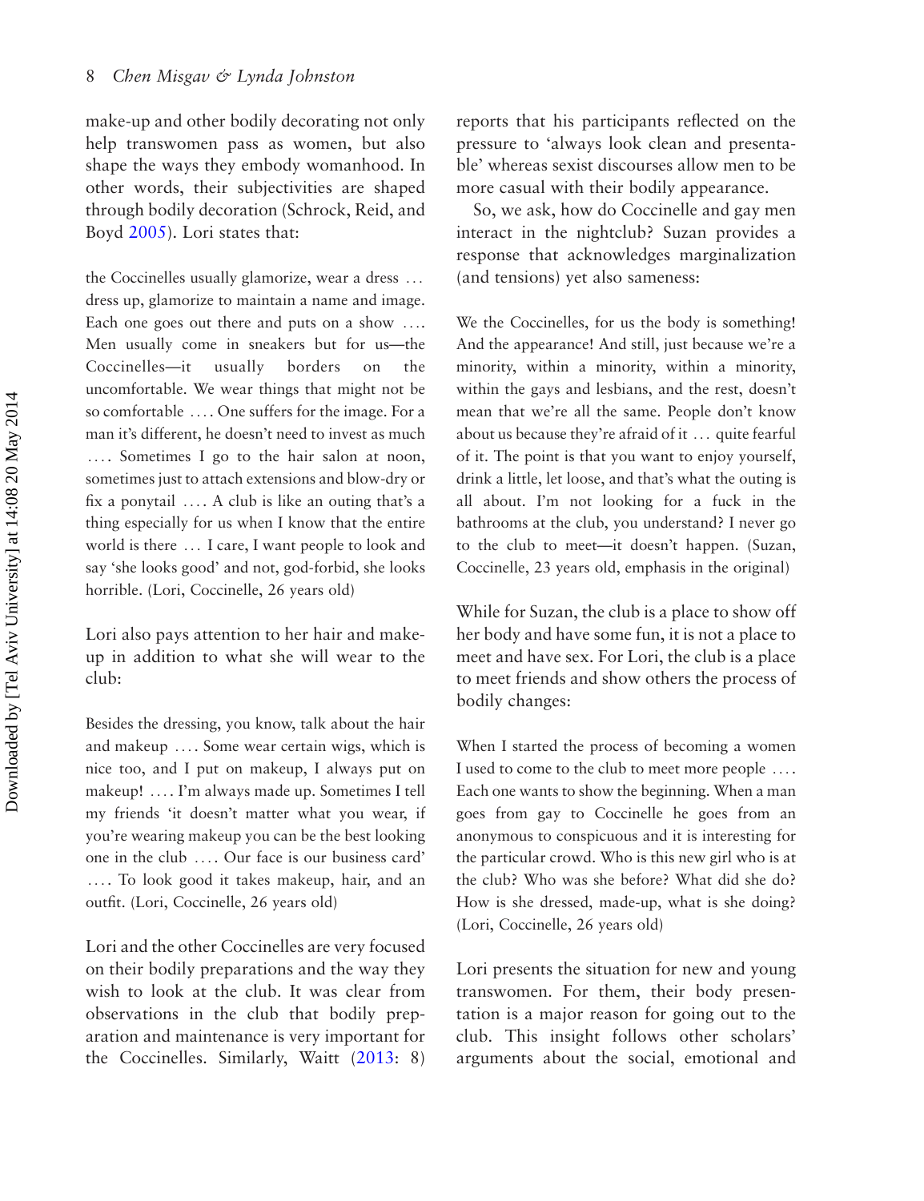make-up and other bodily decorating not only help transwomen pass as women, but also shape the ways they embody womanhood. In other words, their subjectivities are shaped through bodily decoration (Schrock, Reid, and Boyd 2005). Lori states that:

> the Coccinelles usually glamorize, wear a dress … dress up, glamorize to maintain a name and image. Each one goes out there and puts on a show …. Men usually come in sneakers but for us—the Coccinelles—it usually borders on the uncomfortable. We wear things that might not be so comfortable …. One suffers for the image. For a man it's different, he doesn't need to invest as much …. Sometimes I go to the hair salon at noon, sometimes just to attach extensions and blow-dry or fix a ponytail …. A club is like an outing that's a thing especially for us when I know that the entire world is there … I care, I want people to look and say 'she looks good' and not, god-forbid, she looks horrible. (Lori, Coccinelle, 26 years old)

Lori also pays attention to her hair and make-up in addition to what she will wear to the club:

> Besides the dressing, you know, talk about the hair and makeup …. Some wear certain wigs, which is nice too, and I put on makeup, I always put on makeup! …. I'm always made up. Sometimes I tell my friends 'it doesn't matter what you wear, if you're wearing makeup you can be the best looking one in the club …. Our face is our business card' …. To look good it takes makeup, hair, and an outfit. (Lori, Coccinelle, 26 years old)

Lori and the other Coccinelles are very focused on their bodily preparations and the way they wish to look at the club. It was clear from observations in the club that bodily preparation and maintenance is very important for the Coccinelles. Similarly, Waitt (2013: 8) reports that his participants reflected on the pressure to 'always look clean and presentable' whereas sexist discourses allow men to be more casual with their bodily appearance.

So, we ask, how do Coccinelle and gay men interact in the nightclub? Suzan provides a response that acknowledges marginalization (and tensions) yet also sameness:

> We the Coccinelles, for us the body is something! And the appearance! And still, just because we're a minority, within a minority, within a minority, within the gays and lesbians, and the rest, doesn't mean that we're all the same. People don't know about us because they're afraid of it … quite fearful of it. The point is that you want to enjoy yourself, drink a little, let loose, and that's what the outing is all about. I'm not looking for a fuck in the bathrooms at the club, you understand? I never go to the club to meet—it doesn't happen. (Suzan, Coccinelle, 23 years old, emphasis in the original)

While for Suzan, the club is a place to show off her body and have some fun, it is not a place to meet and have sex. For Lori, the club is a place to meet friends and show others the process of bodily changes:

> When I started the process of becoming a women I used to come to the club to meet more people …. Each one wants to show the beginning. When a man goes from gay to Coccinelle he goes from an anonymous to conspicuous and it is interesting for the particular crowd. Who is this new girl who is at the club? Who was she before? What did she do? How is she dressed, made-up, what is she doing? (Lori, Coccinelle, 26 years old)

Lori presents the situation for new and young transwomen. For them, their body presentation is a major reason for going out to the club. This insight follows other scholars' arguments about the social, emotional and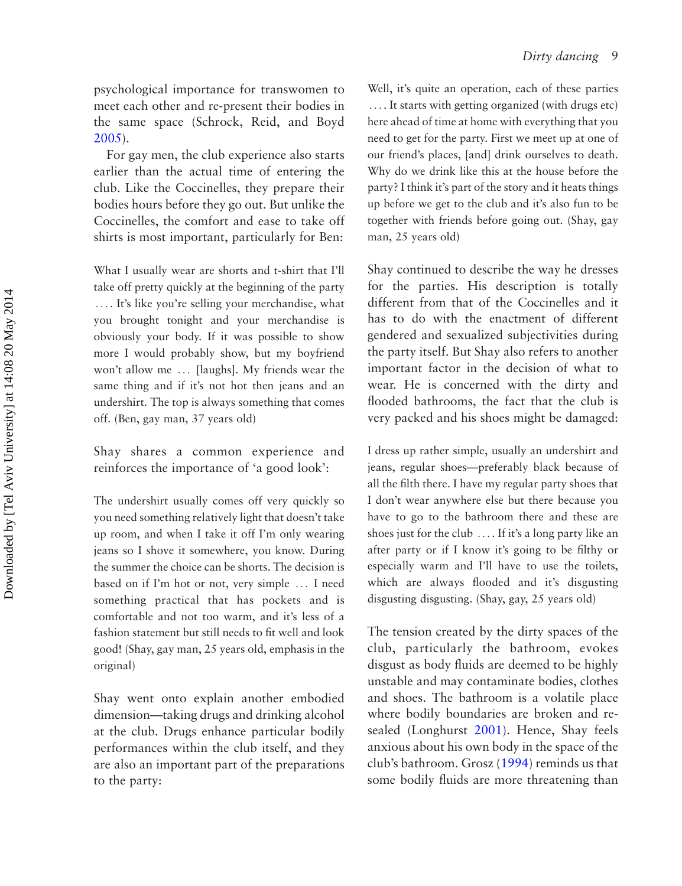psychological importance for transwomen to meet each other and re-present their bodies in the same space (Schrock, Reid, and Boyd 2005).

For gay men, the club experience also starts earlier than the actual time of entering the club. Like the Coccinelles, they prepare their bodies hours before they go out. But unlike the Coccinelles, the comfort and ease to take off shirts is most important, particularly for Ben:

> What I usually wear are shorts and t-shirt that I'll take off pretty quickly at the beginning of the party .... It's like you're selling your merchandise, what you brought tonight and your merchandise is obviously your body. If it was possible to show more I would probably show, but my boyfriend won't allow me ... [laughs]. My friends wear the same thing and if it's not hot then jeans and an undershirt. The top is always something that comes off. (Ben, gay man, 37 years old)

Shay shares a common experience and reinforces the importance of 'a good look':

> The undershirt usually comes off very quickly so you need something relatively light that doesn't take up room, and when I take it off I'm only wearing jeans so I shove it somewhere, you know. During the summer the choice can be shorts. The decision is based on if I'm hot or not, very simple ... I need something practical that has pockets and is comfortable and not too warm, and it's less of a fashion statement but still needs to fit well and look good! (Shay, gay man, 25 years old, emphasis in the original)

Shay went onto explain another embodied dimension—taking drugs and drinking alcohol at the club. Drugs enhance particular bodily performances within the club itself, and they are also an important part of the preparations to the party:

> Well, it's quite an operation, each of these parties .... It starts with getting organized (with drugs etc) here ahead of time at home with everything that you need to get for the party. First we meet up at one of our friend's places, [and] drink ourselves to death. Why do we drink like this at the house before the party? I think it's part of the story and it heats things up before we get to the club and it's also fun to be together with friends before going out. (Shay, gay man, 25 years old)

Shay continued to describe the way he dresses for the parties. His description is totally different from that of the Coccinelles and it has to do with the enactment of different gendered and sexualized subjectivities during the party itself. But Shay also refers to another important factor in the decision of what to wear. He is concerned with the dirty and flooded bathrooms, the fact that the club is very packed and his shoes might be damaged:

> I dress up rather simple, usually an undershirt and jeans, regular shoes—preferably black because of all the filth there. I have my regular party shoes that I don't wear anywhere else but there because you have to go to the bathroom there and these are shoes just for the club .... If it's a long party like an after party or if I know it's going to be filthy or especially warm and I'll have to use the toilets, which are always flooded and it's disgusting disgusting disgusting. (Shay, gay, 25 years old)

The tension created by the dirty spaces of the club, particularly the bathroom, evokes disgust as body fluids are deemed to be highly unstable and may contaminate bodies, clothes and shoes. The bathroom is a volatile place where bodily boundaries are broken and re-sealed (Longhurst 2001). Hence, Shay feels anxious about his own body in the space of the club's bathroom. Grosz (1994) reminds us that some bodily fluids are more threatening than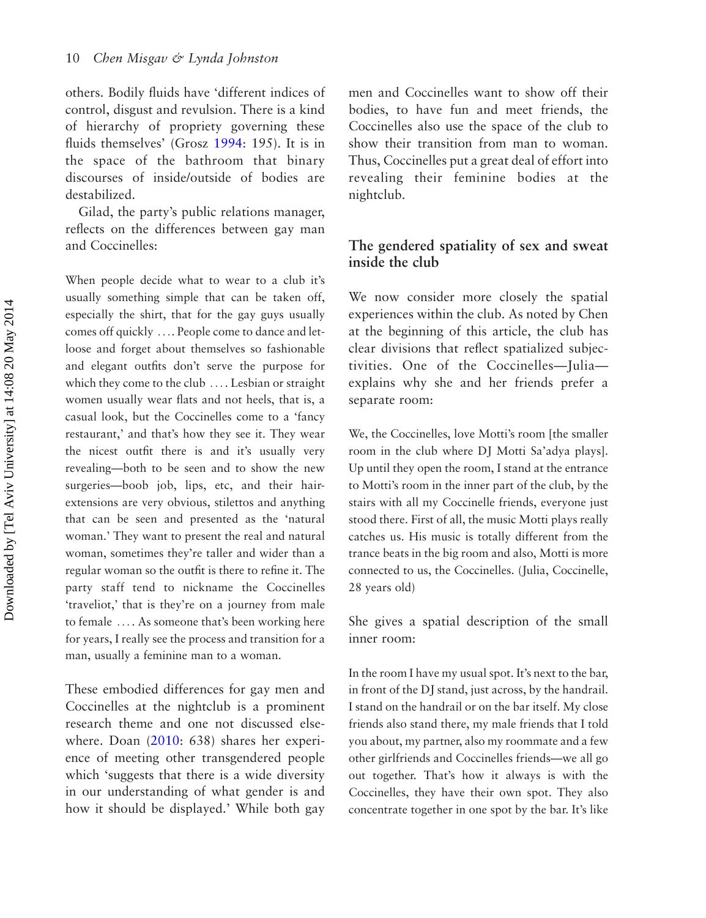others. Bodily fluids have 'different indices of control, disgust and revulsion. There is a kind of hierarchy of propriety governing these fluids themselves' (Grosz 1994: 195). It is in the space of the bathroom that binary discourses of inside/outside of bodies are destabilized.

Gilad, the party's public relations manager, reflects on the differences between gay man and Coccinelles:

> When people decide what to wear to a club it's usually something simple that can be taken off, especially the shirt, that for the gay guys usually comes off quickly .... People come to dance and let-loose and forget about themselves so fashionable and elegant outfits don't serve the purpose for which they come to the club .... Lesbian or straight women usually wear flats and not heels, that is, a casual look, but the Coccinelles come to a 'fancy restaurant,' and that's how they see it. They wear the nicest outfit there is and it's usually very revealing—both to be seen and to show the new surgeries—boob job, lips, etc, and their hair-extensions are very obvious, stilettos and anything that can be seen and presented as the 'natural woman.' They want to present the real and natural woman, sometimes they're taller and wider than a regular woman so the outfit is there to refine it. The party staff tend to nickname the Coccinelles 'traveliot,' that is they're on a journey from male to female .... As someone that's been working here for years, I really see the process and transition for a man, usually a feminine man to a woman.

These embodied differences for gay men and Coccinelles at the nightclub is a prominent research theme and one not discussed elsewhere. Doan (2010: 638) shares her experience of meeting other transgendered people which 'suggests that there is a wide diversity in our understanding of what gender is and how it should be displayed.' While both gay men and Coccinelles want to show off their bodies, to have fun and meet friends, the Coccinelles also use the space of the club to show their transition from man to woman. Thus, Coccinelles put a great deal of effort into revealing their feminine bodies at the nightclub.

## The gendered spatiality of sex and sweat inside the club

We now consider more closely the spatial experiences within the club. As noted by Chen at the beginning of this article, the club has clear divisions that reflect spatialized subjectivities. One of the Coccinelles—Julia—explains why she and her friends prefer a separate room:

> We, the Coccinelles, love Motti's room [the smaller room in the club where DJ Motti Sa'adya plays]. Up until they open the room, I stand at the entrance to Motti's room in the inner part of the club, by the stairs with all my Coccinelle friends, everyone just stood there. First of all, the music Motti plays really catches us. His music is totally different from the trance beats in the big room and also, Motti is more connected to us, the Coccinelles. (Julia, Coccinelle, 28 years old)

She gives a spatial description of the small inner room:

> In the room I have my usual spot. It's next to the bar, in front of the DJ stand, just across, by the handrail. I stand on the handrail or on the bar itself. My close friends also stand there, my male friends that I told you about, my partner, also my roommate and a few other girlfriends and Coccinelles friends—we all go out together. That's how it always is with the Coccinelles, they have their own spot. They also concentrate together in one spot by the bar. It's like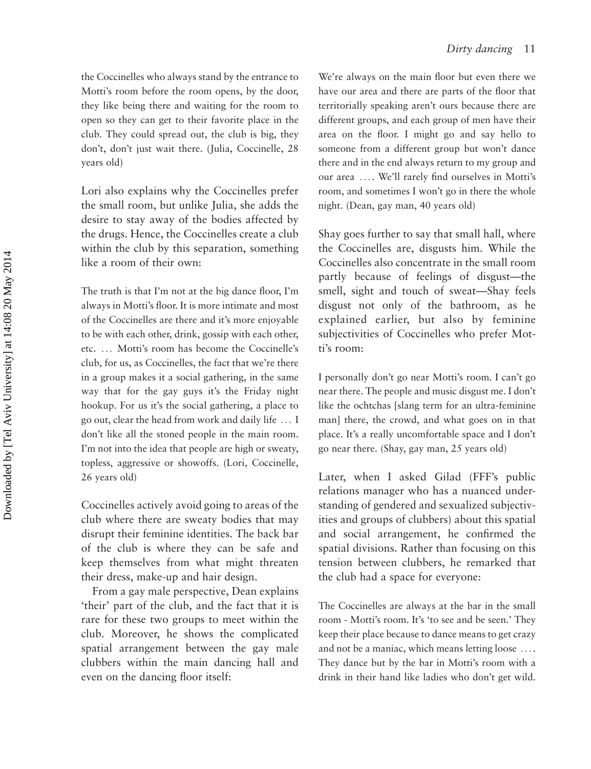the Coccinelles who always stand by the entrance to Motti's room before the room opens, by the door, they like being there and waiting for the room to open so they can get to their favorite place in the club. They could spread out, the club is big, they don't, don't just wait there. (Julia, Coccinelle, 28 years old)

Lori also explains why the Coccinelles prefer the small room, but unlike Julia, she adds the desire to stay away of the bodies affected by the drugs. Hence, the Coccinelles create a club within the club by this separation, something like a room of their own:

> The truth is that I'm not at the big dance floor, I'm always in Motti's floor. It is more intimate and most of the Coccinelles are there and it's more enjoyable to be with each other, drink, gossip with each other, etc. … Motti's room has become the Coccinelle's club, for us, as Coccinelles, the fact that we're there in a group makes it a social gathering, in the same way that for the gay guys it's the Friday night hookup. For us it's the social gathering, a place to go out, clear the head from work and daily life … I don't like all the stoned people in the main room. I'm not into the idea that people are high or sweaty, topless, aggressive or showoffs. (Lori, Coccinelle, 26 years old)

Coccinelles actively avoid going to areas of the club where there are sweaty bodies that may disrupt their feminine identities. The back bar of the club is where they can be safe and keep themselves from what might threaten their dress, make-up and hair design.

From a gay male perspective, Dean explains 'their' part of the club, and the fact that it is rare for these two groups to meet within the club. Moreover, he shows the complicated spatial arrangement between the gay male clubbers within the main dancing hall and even on the dancing floor itself:

> We're always on the main floor but even there we have our area and there are parts of the floor that territorially speaking aren't ours because there are different groups, and each group of men have their area on the floor. I might go and say hello to someone from a different group but won't dance there and in the end always return to my group and our area …. We'll rarely find ourselves in Motti's room, and sometimes I won't go in there the whole night. (Dean, gay man, 40 years old)

Shay goes further to say that small hall, where the Coccinelles are, disgusts him. While the Coccinelles also concentrate in the small room partly because of feelings of disgust—the smell, sight and touch of sweat—Shay feels disgust not only of the bathroom, as he explained earlier, but also by feminine subjectivities of Coccinelles who prefer Motti's room:

> I personally don't go near Motti's room. I can't go near there. The people and music disgust me. I don't like the ochtchas [slang term for an ultra-feminine man] there, the crowd, and what goes on in that place. It's a really uncomfortable space and I don't go near there. (Shay, gay man, 25 years old)

Later, when I asked Gilad (FFF's public relations manager who has a nuanced understanding of gendered and sexualized subjectivities and groups of clubbers) about this spatial and social arrangement, he confirmed the spatial divisions. Rather than focusing on this tension between clubbers, he remarked that the club had a space for everyone:

> The Coccinelles are always at the bar in the small room - Motti's room. It's 'to see and be seen.' They keep their place because to dance means to get crazy and not be a maniac, which means letting loose …. They dance but by the bar in Motti's room with a drink in their hand like ladies who don't get wild.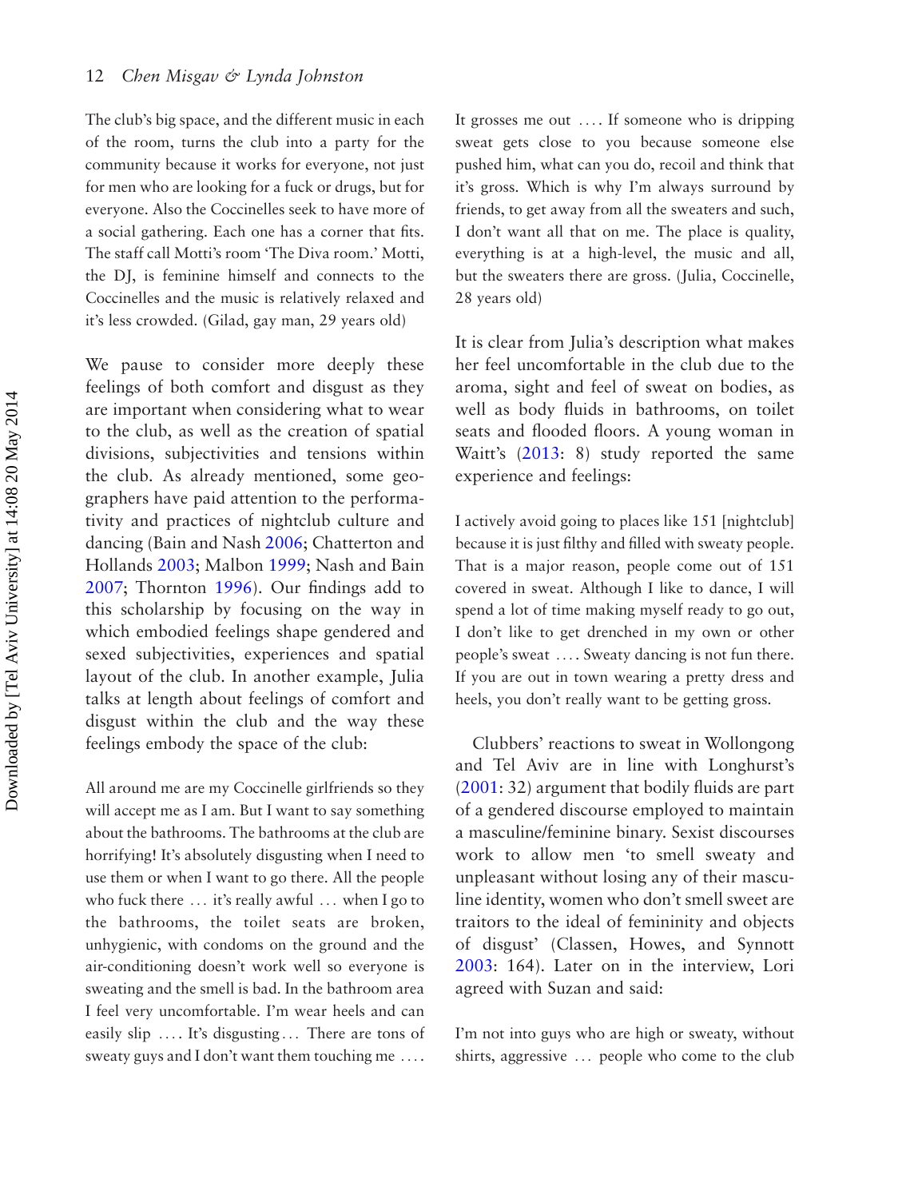The club's big space, and the different music in each of the room, turns the club into a party for the community because it works for everyone, not just for men who are looking for a fuck or drugs, but for everyone. Also the Coccinelles seek to have more of a social gathering. Each one has a corner that fits. The staff call Motti's room 'The Diva room.' Motti, the DJ, is feminine himself and connects to the Coccinelles and the music is relatively relaxed and it's less crowded. (Gilad, gay man, 29 years old)

We pause to consider more deeply these feelings of both comfort and disgust as they are important when considering what to wear to the club, as well as the creation of spatial divisions, subjectivities and tensions within the club. As already mentioned, some geographers have paid attention to the performativity and practices of nightclub culture and dancing (Bain and Nash 2006; Chatterton and Hollands 2003; Malbon 1999; Nash and Bain 2007; Thornton 1996). Our findings add to this scholarship by focusing on the way in which embodied feelings shape gendered and sexed subjectivities, experiences and spatial layout of the club. In another example, Julia talks at length about feelings of comfort and disgust within the club and the way these feelings embody the space of the club:

All around me are my Coccinelle girlfriends so they will accept me as I am. But I want to say something about the bathrooms. The bathrooms at the club are horrifying! It's absolutely disgusting when I need to use them or when I want to go there. All the people who fuck there … it's really awful … when I go to the bathrooms, the toilet seats are broken, unhygienic, with condoms on the ground and the air-conditioning doesn't work well so everyone is sweating and the smell is bad. In the bathroom area I feel very uncomfortable. I'm wear heels and can easily slip …. It's disgusting… There are tons of sweaty guys and I don't want them touching me …. It grosses me out …. If someone who is dripping sweat gets close to you because someone else pushed him, what can you do, recoil and think that it's gross. Which is why I'm always surround by friends, to get away from all the sweaters and such, I don't want all that on me. The place is quality, everything is at a high-level, the music and all, but the sweaters there are gross. (Julia, Coccinelle, 28 years old)

It is clear from Julia's description what makes her feel uncomfortable in the club due to the aroma, sight and feel of sweat on bodies, as well as body fluids in bathrooms, on toilet seats and flooded floors. A young woman in Waitt's (2013: 8) study reported the same experience and feelings:

I actively avoid going to places like 151 [nightclub] because it is just filthy and filled with sweaty people. That is a major reason, people come out of 151 covered in sweat. Although I like to dance, I will spend a lot of time making myself ready to go out, I don't like to get drenched in my own or other people's sweat …. Sweaty dancing is not fun there. If you are out in town wearing a pretty dress and heels, you don't really want to be getting gross.

Clubbers' reactions to sweat in Wollongong and Tel Aviv are in line with Longhurst's (2001: 32) argument that bodily fluids are part of a gendered discourse employed to maintain a masculine/feminine binary. Sexist discourses work to allow men 'to smell sweaty and unpleasant without losing any of their masculine identity, women who don't smell sweet are traitors to the ideal of femininity and objects of disgust' (Classen, Howes, and Synnott 2003: 164). Later on in the interview, Lori agreed with Suzan and said:

I'm not into guys who are high or sweaty, without shirts, aggressive … people who come to the club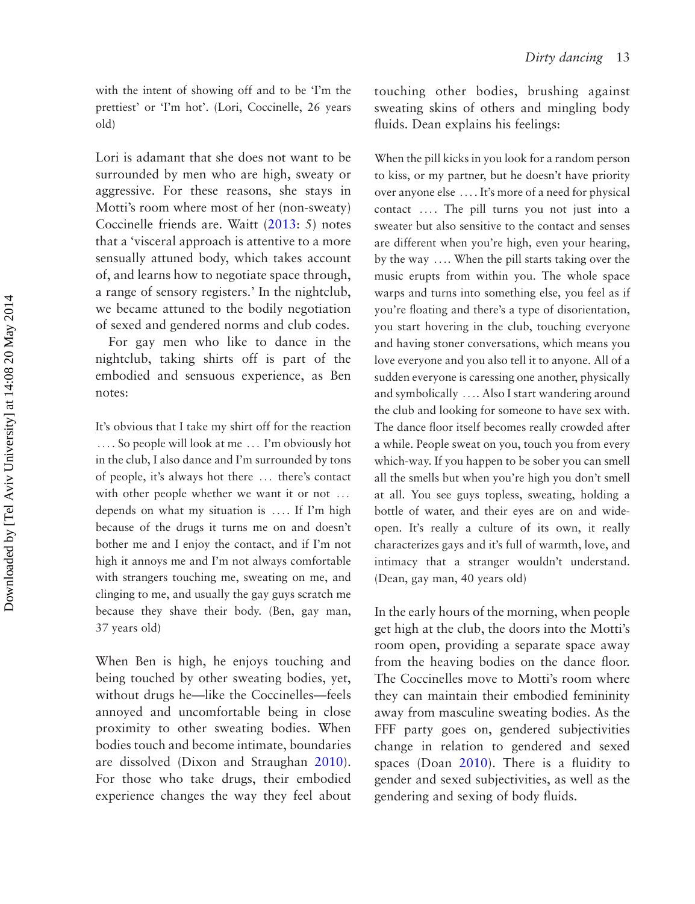with the intent of showing off and to be 'I'm the prettiest' or 'I'm hot'. (Lori, Coccinelle, 26 years old)

Lori is adamant that she does not want to be surrounded by men who are high, sweaty or aggressive. For these reasons, she stays in Motti's room where most of her (non-sweaty) Coccinelle friends are. Waitt (2013: 5) notes that a 'visceral approach is attentive to a more sensually attuned body, which takes account of, and learns how to negotiate space through, a range of sensory registers.' In the nightclub, we became attuned to the bodily negotiation of sexed and gendered norms and club codes.

For gay men who like to dance in the nightclub, taking shirts off is part of the embodied and sensuous experience, as Ben notes:

> It's obvious that I take my shirt off for the reaction .... So people will look at me ... I'm obviously hot in the club, I also dance and I'm surrounded by tons of people, it's always hot there ... there's contact with other people whether we want it or not ... depends on what my situation is .... If I'm high because of the drugs it turns me on and doesn't bother me and I enjoy the contact, and if I'm not high it annoys me and I'm not always comfortable with strangers touching me, sweating on me, and clinging to me, and usually the gay guys scratch me because they shave their body. (Ben, gay man, 37 years old)

When Ben is high, he enjoys touching and being touched by other sweating bodies, yet, without drugs he—like the Coccinelles—feels annoyed and uncomfortable being in close proximity to other sweating bodies. When bodies touch and become intimate, boundaries are dissolved (Dixon and Straughan 2010). For those who take drugs, their embodied experience changes the way they feel about touching other bodies, brushing against sweating skins of others and mingling body fluids. Dean explains his feelings:

> When the pill kicks in you look for a random person to kiss, or my partner, but he doesn't have priority over anyone else .... It's more of a need for physical contact .... The pill turns you not just into a sweater but also sensitive to the contact and senses are different when you're high, even your hearing, by the way .... When the pill starts taking over the music erupts from within you. The whole space warps and turns into something else, you feel as if you're floating and there's a type of disorientation, you start hovering in the club, touching everyone and having stoner conversations, which means you love everyone and you also tell it to anyone. All of a sudden everyone is caressing one another, physically and symbolically .... Also I start wandering around the club and looking for someone to have sex with. The dance floor itself becomes really crowded after a while. People sweat on you, touch you from every which-way. If you happen to be sober you can smell all the smells but when you're high you don't smell at all. You see guys topless, sweating, holding a bottle of water, and their eyes are on and wide-open. It's really a culture of its own, it really characterizes gays and it's full of warmth, love, and intimacy that a stranger wouldn't understand. (Dean, gay man, 40 years old)

In the early hours of the morning, when people get high at the club, the doors into the Motti's room open, providing a separate space away from the heaving bodies on the dance floor. The Coccinelles move to Motti's room where they can maintain their embodied femininity away from masculine sweating bodies. As the FFF party goes on, gendered subjectivities change in relation to gendered and sexed spaces (Doan 2010). There is a fluidity to gender and sexed subjectivities, as well as the gendering and sexing of body fluids.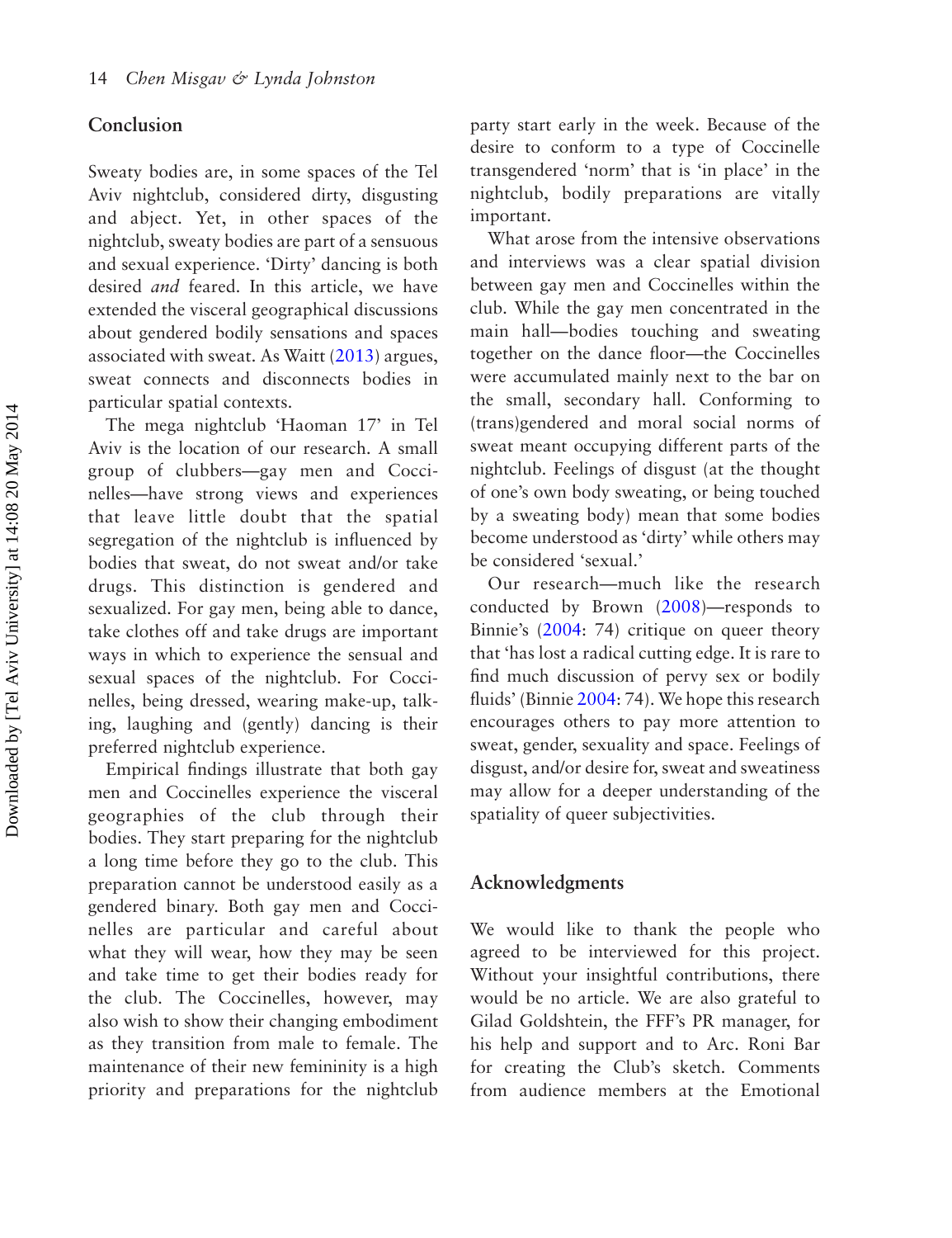## Conclusion

Sweaty bodies are, in some spaces of the Tel Aviv nightclub, considered dirty, disgusting and abject. Yet, in other spaces of the nightclub, sweaty bodies are part of a sensuous and sexual experience. 'Dirty' dancing is both desired *and* feared. In this article, we have extended the visceral geographical discussions about gendered bodily sensations and spaces associated with sweat. As Waitt (2013) argues, sweat connects and disconnects bodies in particular spatial contexts.

The mega nightclub 'Haoman 17' in Tel Aviv is the location of our research. A small group of clubbers—gay men and Coccinelles—have strong views and experiences that leave little doubt that the spatial segregation of the nightclub is influenced by bodies that sweat, do not sweat and/or take drugs. This distinction is gendered and sexualized. For gay men, being able to dance, take clothes off and take drugs are important ways in which to experience the sensual and sexual spaces of the nightclub. For Coccinelles, being dressed, wearing make-up, talking, laughing and (gently) dancing is their preferred nightclub experience.

Empirical findings illustrate that both gay men and Coccinelles experience the visceral geographies of the club through their bodies. They start preparing for the nightclub a long time before they go to the club. This preparation cannot be understood easily as a gendered binary. Both gay men and Coccinelles are particular and careful about what they will wear, how they may be seen and take time to get their bodies ready for the club. The Coccinelles, however, may also wish to show their changing embodiment as they transition from male to female. The maintenance of their new femininity is a high priority and preparations for the nightclub party start early in the week. Because of the desire to conform to a type of Coccinelle transgendered 'norm' that is 'in place' in the nightclub, bodily preparations are vitally important.

What arose from the intensive observations and interviews was a clear spatial division between gay men and Coccinelles within the club. While the gay men concentrated in the main hall—bodies touching and sweating together on the dance floor—the Coccinelles were accumulated mainly next to the bar on the small, secondary hall. Conforming to (trans)gendered and moral social norms of sweat meant occupying different parts of the nightclub. Feelings of disgust (at the thought of one's own body sweating, or being touched by a sweating body) mean that some bodies become understood as 'dirty' while others may be considered 'sexual.'

Our research—much like the research conducted by Brown (2008)—responds to Binnie's (2004: 74) critique on queer theory that 'has lost a radical cutting edge. It is rare to find much discussion of pervy sex or bodily fluids' (Binnie 2004: 74). We hope this research encourages others to pay more attention to sweat, gender, sexuality and space. Feelings of disgust, and/or desire for, sweat and sweatiness may allow for a deeper understanding of the spatiality of queer subjectivities.

## Acknowledgments

We would like to thank the people who agreed to be interviewed for this project. Without your insightful contributions, there would be no article. We are also grateful to Gilad Goldshtein, the FFF's PR manager, for his help and support and to Arc. Roni Bar for creating the Club's sketch. Comments from audience members at the Emotional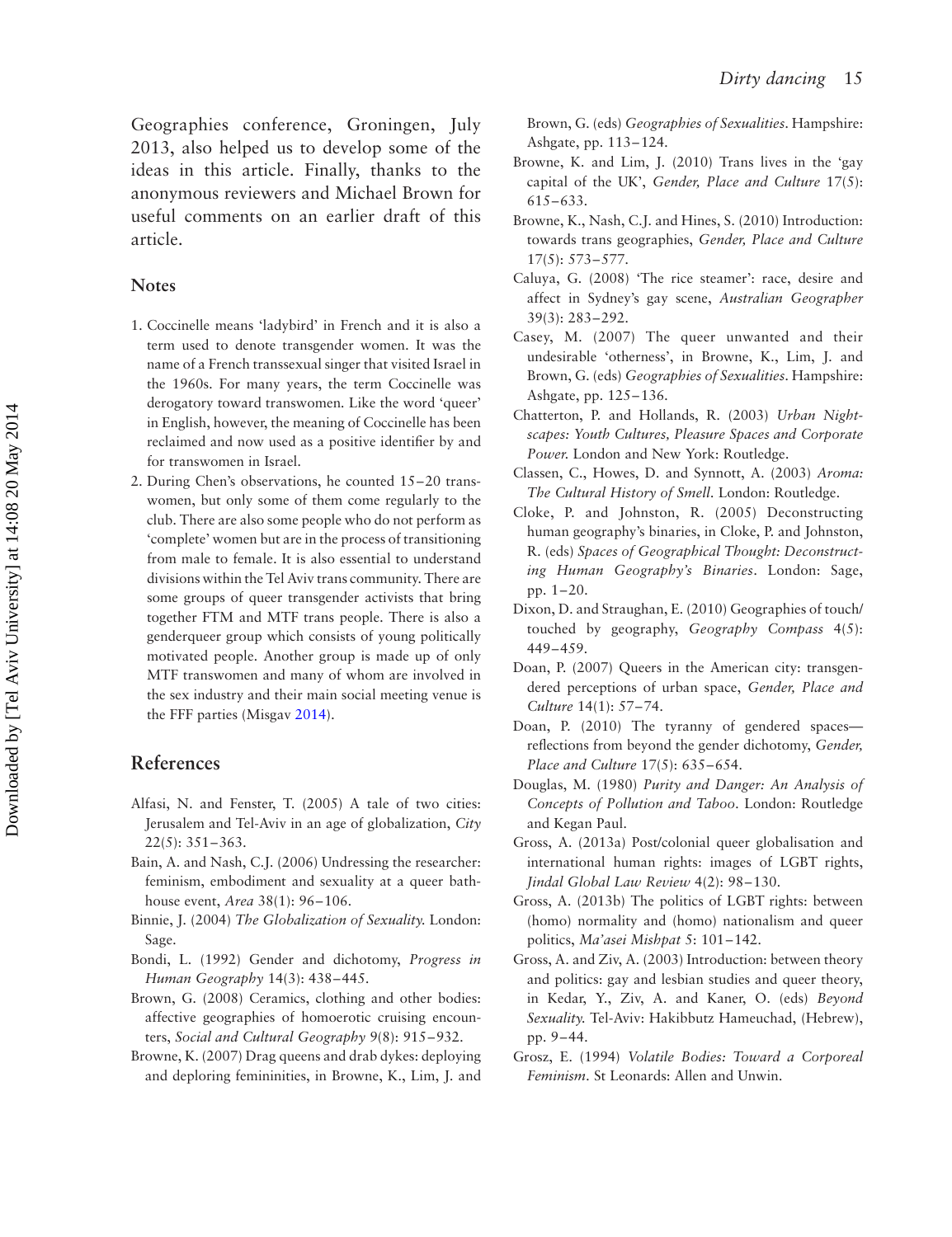Geographies conference, Groningen, July 2013, also helped us to develop some of the ideas in this article. Finally, thanks to the anonymous reviewers and Michael Brown for useful comments on an earlier draft of this article.

### Notes

1. Coccinelle means 'ladybird' in French and it is also a term used to denote transgender women. It was the name of a French transsexual singer that visited Israel in the 1960s. For many years, the term Coccinelle was derogatory toward transwomen. Like the word 'queer' in English, however, the meaning of Coccinelle has been reclaimed and now used as a positive identifier by and for transwomen in Israel.
2. During Chen's observations, he counted 15–20 transwomen, but only some of them come regularly to the club. There are also some people who do not perform as 'complete' women but are in the process of transitioning from male to female. It is also essential to understand divisions within the Tel Aviv trans community. There are some groups of queer transgender activists that bring together FTM and MTF trans people. There is also a genderqueer group which consists of young politically motivated people. Another group is made up of only MTF transwomen and many of whom are involved in the sex industry and their main social meeting venue is the FFF parties (Misgav 2014).

## References

Alfasi, N. and Fenster, T. (2005) A tale of two cities: Jerusalem and Tel-Aviv in an age of globalization, *City* 22(5): 351–363.

Bain, A. and Nash, C.J. (2006) Undressing the researcher: feminism, embodiment and sexuality at a queer bathhouse event, *Area* 38(1): 96–106.

Binnie, J. (2004) *The Globalization of Sexuality.* London: Sage.

Bondi, L. (1992) Gender and dichotomy, *Progress in Human Geography* 14(3): 438–445.

Brown, G. (2008) Ceramics, clothing and other bodies: affective geographies of homoerotic cruising encounters, *Social and Cultural Geography* 9(8): 915–932.

Browne, K. (2007) Drag queens and drab dykes: deploying and deploring femininities, in Browne, K., Lim, J. and Brown, G. (eds) *Geographies of Sexualities*. Hampshire: Ashgate, pp. 113–124.

Browne, K. and Lim, J. (2010) Trans lives in the 'gay capital of the UK', *Gender, Place and Culture* 17(5): 615–633.

Browne, K., Nash, C.J. and Hines, S. (2010) Introduction: towards trans geographies, *Gender, Place and Culture* 17(5): 573–577.

Caluya, G. (2008) 'The rice steamer': race, desire and affect in Sydney's gay scene, *Australian Geographer* 39(3): 283–292.

Casey, M. (2007) The queer unwanted and their undesirable 'otherness', in Browne, K., Lim, J. and Brown, G. (eds) *Geographies of Sexualities*. Hampshire: Ashgate, pp. 125–136.

Chatterton, P. and Hollands, R. (2003) *Urban Nightscapes: Youth Cultures, Pleasure Spaces and Corporate Power.* London and New York: Routledge.

Classen, C., Howes, D. and Synnott, A. (2003) *Aroma: The Cultural History of Smell*. London: Routledge.

Cloke, P. and Johnston, R. (2005) Deconstructing human geography's binaries, in Cloke, P. and Johnston, R. (eds) *Spaces of Geographical Thought: Deconstructing Human Geography's Binaries*. London: Sage, pp. 1–20.

Dixon, D. and Straughan, E. (2010) Geographies of touch/touched by geography, *Geography Compass* 4(5): 449–459.

Doan, P. (2007) Queers in the American city: transgendered perceptions of urban space, *Gender, Place and Culture* 14(1): 57–74.

Doan, P. (2010) The tyranny of gendered spaces—reflections from beyond the gender dichotomy, *Gender, Place and Culture* 17(5): 635–654.

Douglas, M. (1980) *Purity and Danger: An Analysis of Concepts of Pollution and Taboo*. London: Routledge and Kegan Paul.

Gross, A. (2013a) Post/colonial queer globalisation and international human rights: images of LGBT rights, *Jindal Global Law Review* 4(2): 98–130.

Gross, A. (2013b) The politics of LGBT rights: between (homo) normality and (homo) nationalism and queer politics, *Ma'asei Mishpat* 5: 101–142.

Gross, A. and Ziv, A. (2003) Introduction: between theory and politics: gay and lesbian studies and queer theory, in Kedar, Y., Ziv, A. and Kaner, O. (eds) *Beyond Sexuality.* Tel-Aviv: Hakibbutz Hameuchad, (Hebrew), pp. 9–44.

Grosz, E. (1994) *Volatile Bodies: Toward a Corporeal Feminism*. St Leonards: Allen and Unwin.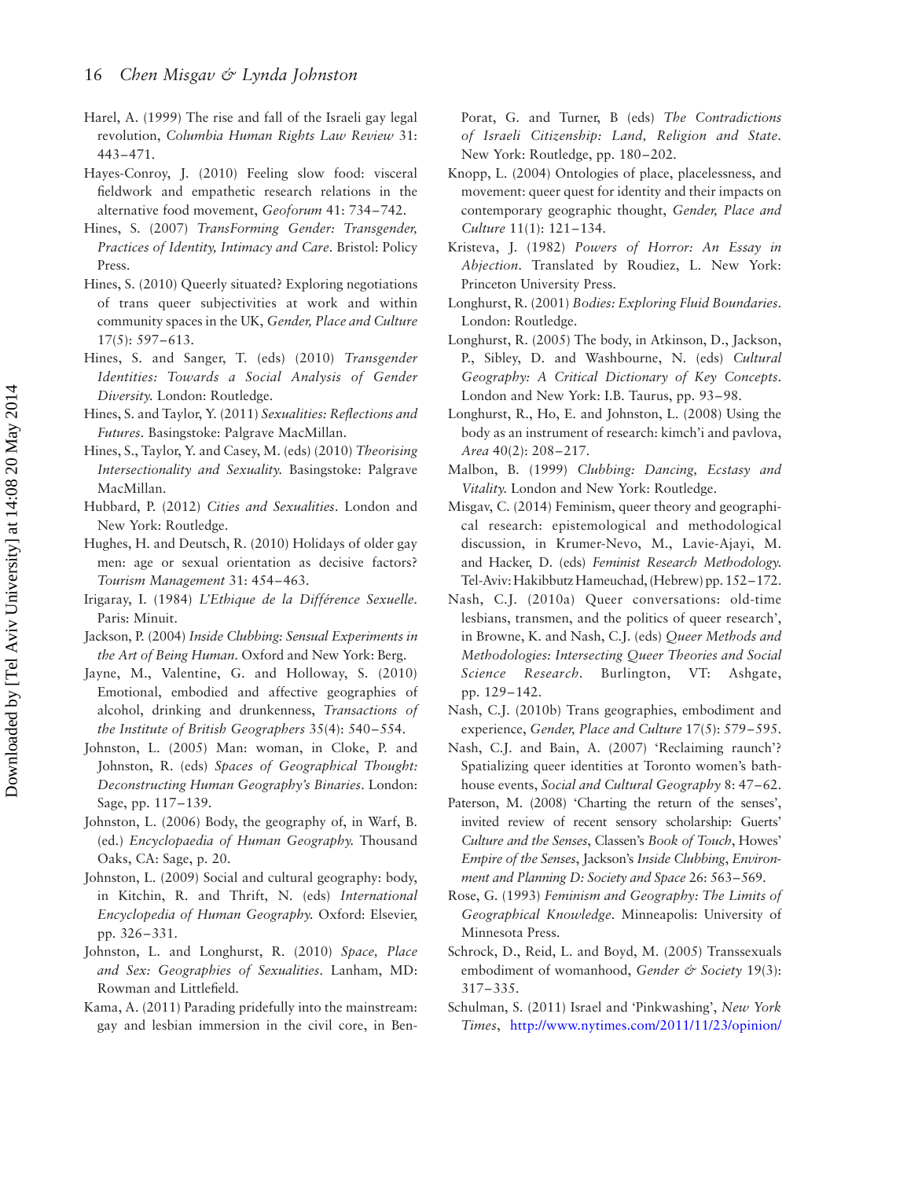Harel, A. (1999) The rise and fall of the Israeli gay legal revolution, *Columbia Human Rights Law Review* 31: 443–471.

Hayes-Conroy, J. (2010) Feeling slow food: visceral fieldwork and empathetic research relations in the alternative food movement, *Geoforum* 41: 734–742.

Hines, S. (2007) *TransForming Gender: Transgender, Practices of Identity, Intimacy and Care*. Bristol: Policy Press.

Hines, S. (2010) Queerly situated? Exploring negotiations of trans queer subjectivities at work and within community spaces in the UK, *Gender, Place and Culture* 17(5): 597–613.

Hines, S. and Sanger, T. (eds) (2010) *Transgender Identities: Towards a Social Analysis of Gender Diversity*. London: Routledge.

Hines, S. and Taylor, Y. (2011) *Sexualities: Reflections and Futures*. Basingstoke: Palgrave MacMillan.

Hines, S., Taylor, Y. and Casey, M. (eds) (2010) *Theorising Intersectionality and Sexuality*. Basingstoke: Palgrave MacMillan.

Hubbard, P. (2012) *Cities and Sexualities*. London and New York: Routledge.

Hughes, H. and Deutsch, R. (2010) Holidays of older gay men: age or sexual orientation as decisive factors? *Tourism Management* 31: 454–463.

Irigaray, I. (1984) *L'Ethique de la Différence Sexuelle*. Paris: Minuit.

Jackson, P. (2004) *Inside Clubbing: Sensual Experiments in the Art of Being Human*. Oxford and New York: Berg.

Jayne, M., Valentine, G. and Holloway, S. (2010) Emotional, embodied and affective geographies of alcohol, drinking and drunkenness, *Transactions of the Institute of British Geographers* 35(4): 540–554.

Johnston, L. (2005) Man: woman, in Cloke, P. and Johnston, R. (eds) *Spaces of Geographical Thought: Deconstructing Human Geography's Binaries*. London: Sage, pp. 117–139.

Johnston, L. (2006) Body, the geography of, in Warf, B. (ed.) *Encyclopaedia of Human Geography*. Thousand Oaks, CA: Sage, p. 20.

Johnston, L. (2009) Social and cultural geography: body, in Kitchin, R. and Thrift, N. (eds) *International Encyclopedia of Human Geography*. Oxford: Elsevier, pp. 326–331.

Johnston, L. and Longhurst, R. (2010) *Space, Place and Sex: Geographies of Sexualities*. Lanham, MD: Rowman and Littlefield.

Kama, A. (2011) Parading pridefully into the mainstream: gay and lesbian immersion in the civil core, in Ben-Porat, G. and Turner, B (eds) *The Contradictions of Israeli Citizenship: Land, Religion and State*. New York: Routledge, pp. 180–202.

Knopp, L. (2004) Ontologies of place, placelessness, and movement: queer quest for identity and their impacts on contemporary geographic thought, *Gender, Place and Culture* 11(1): 121–134.

Kristeva, J. (1982) *Powers of Horror: An Essay in Abjection*. Translated by Roudiez, L. New York: Princeton University Press.

Longhurst, R. (2001) *Bodies: Exploring Fluid Boundaries*. London: Routledge.

Longhurst, R. (2005) The body, in Atkinson, D., Jackson, P., Sibley, D. and Washbourne, N. (eds) *Cultural Geography: A Critical Dictionary of Key Concepts*. London and New York: I.B. Taurus, pp. 93–98.

Longhurst, R., Ho, E. and Johnston, L. (2008) Using the body as an instrument of research: kimch'i and pavlova, *Area* 40(2): 208–217.

Malbon, B. (1999) *Clubbing: Dancing, Ecstasy and Vitality*. London and New York: Routledge.

Misgav, C. (2014) Feminism, queer theory and geographical research: epistemological and methodological discussion, in Krumer-Nevo, M., Lavie-Ajayi, M. and Hacker, D. (eds) *Feminist Research Methodology*. Tel-Aviv: Hakibbutz Hameuchad, (Hebrew) pp. 152–172.

Nash, C.J. (2010a) Queer conversations: old-time lesbians, transmen, and the politics of queer research', in Browne, K. and Nash, C.J. (eds) *Queer Methods and Methodologies: Intersecting Queer Theories and Social Science Research*. Burlington, VT: Ashgate, pp. 129–142.

Nash, C.J. (2010b) Trans geographies, embodiment and experience, *Gender, Place and Culture* 17(5): 579–595.

Nash, C.J. and Bain, A. (2007) 'Reclaiming raunch'? Spatializing queer identities at Toronto women's bathhouse events, *Social and Cultural Geography* 8: 47–62.

Paterson, M. (2008) 'Charting the return of the senses', invited review of recent sensory scholarship: Guerts' *Culture and the Senses*, Classen's *Book of Touch*, Howes' *Empire of the Senses*, Jackson's *Inside Clubbing*, *Environment and Planning D: Society and Space* 26: 563–569.

Rose, G. (1993) *Feminism and Geography: The Limits of Geographical Knowledge*. Minneapolis: University of Minnesota Press.

Schrock, D., Reid, L. and Boyd, M. (2005) Transsexuals embodiment of womanhood, *Gender & Society* 19(3): 317–335.

Schulman, S. (2011) Israel and 'Pinkwashing', *New York Times*, http://www.nytimes.com/2011/11/23/opinion/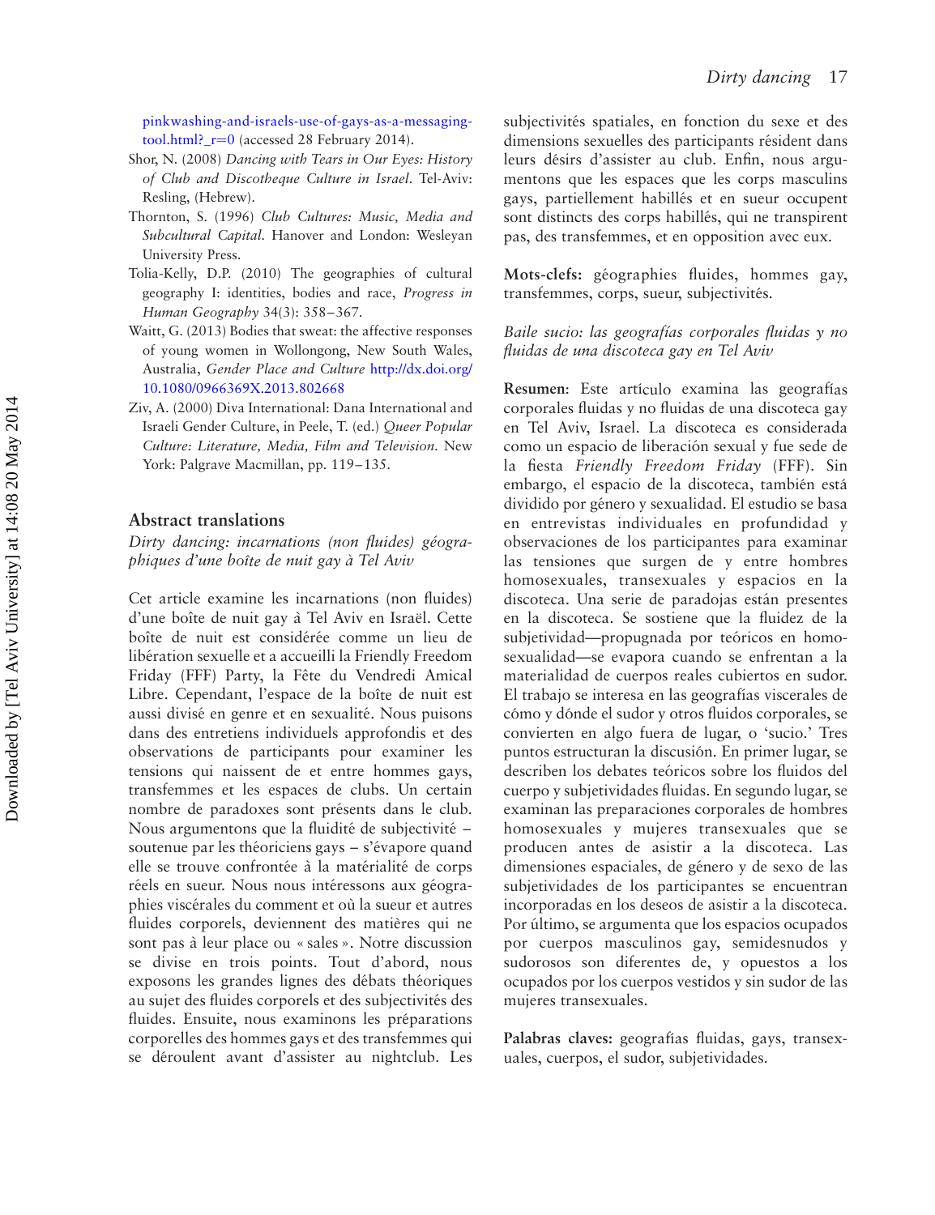pinkwashing-and-israels-use-of-gays-as-a-messaging-tool.html?_r=0 (accessed 28 February 2014).

Shor, N. (2008) *Dancing with Tears in Our Eyes: History of Club and Discotheque Culture in Israel*. Tel-Aviv: Resling, (Hebrew).

Thornton, S. (1996) *Club Cultures: Music, Media and Subcultural Capital*. Hanover and London: Wesleyan University Press.

Tolia-Kelly, D.P. (2010) The geographies of cultural geography I: identities, bodies and race, *Progress in Human Geography* 34(3): 358–367.

Waitt, G. (2013) Bodies that sweat: the affective responses of young women in Wollongong, New South Wales, Australia, *Gender Place and Culture* http://dx.doi.org/10.1080/0966369X.2013.802668

Ziv, A. (2000) Diva International: Dana International and Israeli Gender Culture, in Peele, T. (ed.) *Queer Popular Culture: Literature, Media, Film and Television*. New York: Palgrave Macmillan, pp. 119–135.

## Abstract translations

*Dirty dancing: incarnations (non fluides) géographiques d'une boîte de nuit gay à Tel Aviv*

Cet article examine les incarnations (non fluides) d'une boîte de nuit gay à Tel Aviv en Israël. Cette boîte de nuit est considérée comme un lieu de libération sexuelle et a accueilli la Friendly Freedom Friday (FFF) Party, la Fête du Vendredi Amical Libre. Cependant, l'espace de la boîte de nuit est aussi divisé en genre et en sexualité. Nous puisons dans des entretiens individuels approfondis et des observations de participants pour examiner les tensions qui naissent de et entre hommes gays, transfemmes et les espaces de clubs. Un certain nombre de paradoxes sont présents dans le club. Nous argumentons que la fluidité de subjectivité – soutenue par les théoriciens gays – s'évapore quand elle se trouve confrontée à la matérialité de corps réels en sueur. Nous nous intéressons aux géographies viscérales du comment et où la sueur et autres fluides corporels, deviennent des matières qui ne sont pas à leur place ou « sales ». Notre discussion se divise en trois points. Tout d'abord, nous exposons les grandes lignes des débats théoriques au sujet des fluides corporels et des subjectivités des fluides. Ensuite, nous examinons les préparations corporelles des hommes gays et des transfemmes qui se déroulent avant d'assister au nightclub. Les subjectivités spatiales, en fonction du sexe et des dimensions sexuelles des participants résident dans leurs désirs d'assister au club. Enfin, nous argumentons que les espaces que les corps masculins gays, partiellement habillés et en sueur occupent sont distincts des corps habillés, qui ne transpirent pas, des transfemmes, et en opposition avec eux.

**Mots-clefs:** géographies fluides, hommes gay, transfemmes, corps, sueur, subjectivités.

*Baile sucio: las geografías corporales fluidas y no fluidas de una discoteca gay en Tel Aviv*

**Resumen:** Este artículo examina las geografías corporales fluidas y no fluidas de una discoteca gay en Tel Aviv, Israel. La discoteca es considerada como un espacio de liberación sexual y fue sede de la fiesta *Friendly Freedom Friday* (FFF). Sin embargo, el espacio de la discoteca, también está dividido por género y sexualidad. El estudio se basa en entrevistas individuales en profundidad y observaciones de los participantes para examinar las tensiones que surgen de y entre hombres homosexuales, transexuales y espacios en la discoteca. Una serie de paradojas están presentes en la discoteca. Se sostiene que la fluidez de la subjetividad—propugnada por teóricos en homosexualidad—se evapora cuando se enfrentan a la materialidad de cuerpos reales cubiertos en sudor. El trabajo se interesa en las geografías viscerales de cómo y dónde el sudor y otros fluidos corporales, se convierten en algo fuera de lugar, o 'sucio.' Tres puntos estructuran la discusión. En primer lugar, se describen los debates teóricos sobre los fluidos del cuerpo y subjetividades fluidas. En segundo lugar, se examinan las preparaciones corporales de hombres homosexuales y mujeres transexuales que se producen antes de asistir a la discoteca. Las dimensiones espaciales, de género y de sexo de las subjetividades de los participantes se encuentran incorporadas en los deseos de asistir a la discoteca. Por último, se argumenta que los espacios ocupados por cuerpos masculinos gay, semidesnudos y sudorosos son diferentes de, y opuestos a los ocupados por los cuerpos vestidos y sin sudor de las mujeres transexuales.

**Palabras claves:** geografías fluidas, gays, transexuales, cuerpos, el sudor, subjetividades.